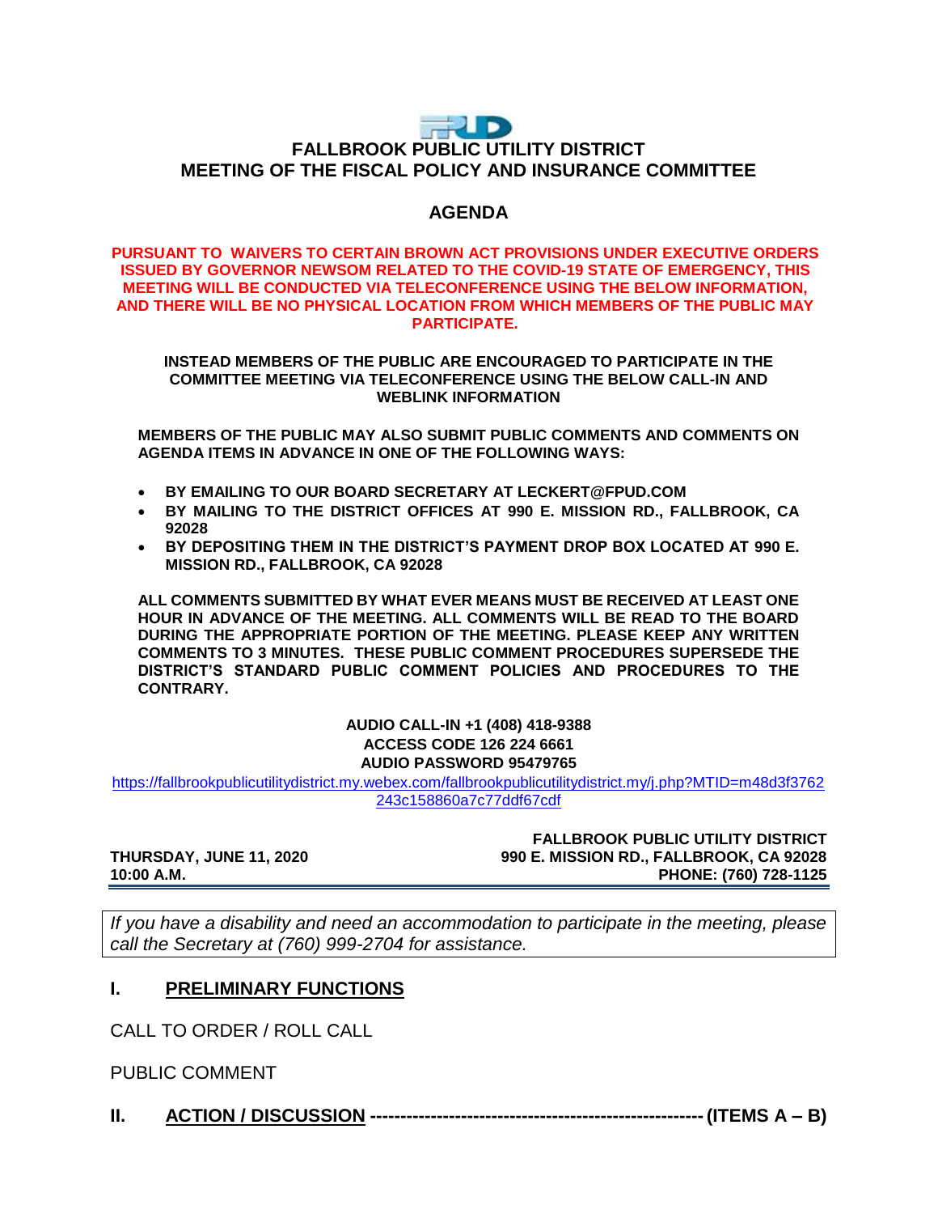# FALLBROOK PUBLIC UTILITY DISTRICT
## MEETING OF THE FISCAL POLICY AND INSURANCE COMMITTEE

## AGENDA

**PURSUANT TO WAIVERS TO CERTAIN BROWN ACT PROVISIONS UNDER EXECUTIVE ORDERS ISSUED BY GOVERNOR NEWSOM RELATED TO THE COVID-19 STATE OF EMERGENCY, THIS MEETING WILL BE CONDUCTED VIA TELECONFERENCE USING THE BELOW INFORMATION, AND THERE WILL BE NO PHYSICAL LOCATION FROM WHICH MEMBERS OF THE PUBLIC MAY PARTICIPATE.**

**INSTEAD MEMBERS OF THE PUBLIC ARE ENCOURAGED TO PARTICIPATE IN THE COMMITTEE MEETING VIA TELECONFERENCE USING THE BELOW CALL-IN AND WEBLINK INFORMATION**

**MEMBERS OF THE PUBLIC MAY ALSO SUBMIT PUBLIC COMMENTS AND COMMENTS ON AGENDA ITEMS IN ADVANCE IN ONE OF THE FOLLOWING WAYS:**

- **BY EMAILING TO OUR BOARD SECRETARY AT LECKERT@FPUD.COM**
- **BY MAILING TO THE DISTRICT OFFICES AT 990 E. MISSION RD., FALLBROOK, CA 92028**
- **BY DEPOSITING THEM IN THE DISTRICT'S PAYMENT DROP BOX LOCATED AT 990 E. MISSION RD., FALLBROOK, CA 92028**

**ALL COMMENTS SUBMITTED BY WHAT EVER MEANS MUST BE RECEIVED AT LEAST ONE HOUR IN ADVANCE OF THE MEETING. ALL COMMENTS WILL BE READ TO THE BOARD DURING THE APPROPRIATE PORTION OF THE MEETING. PLEASE KEEP ANY WRITTEN COMMENTS TO 3 MINUTES. THESE PUBLIC COMMENT PROCEDURES SUPERSEDE THE DISTRICT'S STANDARD PUBLIC COMMENT POLICIES AND PROCEDURES TO THE CONTRARY.**

**AUDIO CALL-IN +1 (408) 418-9388**
**ACCESS CODE 126 224 6661**
**AUDIO PASSWORD 95479765**

https://fallbrookpublicutilitydistrict.my.webex.com/fallbrookpublicutilitydistrict.my/j.php?MTID=m48d3f3762243c158860a7c77ddf67cdf

**THURSDAY, JUNE 11, 2020**
**10:00 A.M.**

**FALLBROOK PUBLIC UTILITY DISTRICT**
**990 E. MISSION RD., FALLBROOK, CA 92028**
**PHONE: (760) 728-1125**

*If you have a disability and need an accommodation to participate in the meeting, please call the Secretary at (760) 999-2704 for assistance.*

## I. PRELIMINARY FUNCTIONS

CALL TO ORDER / ROLL CALL

PUBLIC COMMENT

## II. ACTION / DISCUSSION ---------------------------------------------------- (ITEMS A – B)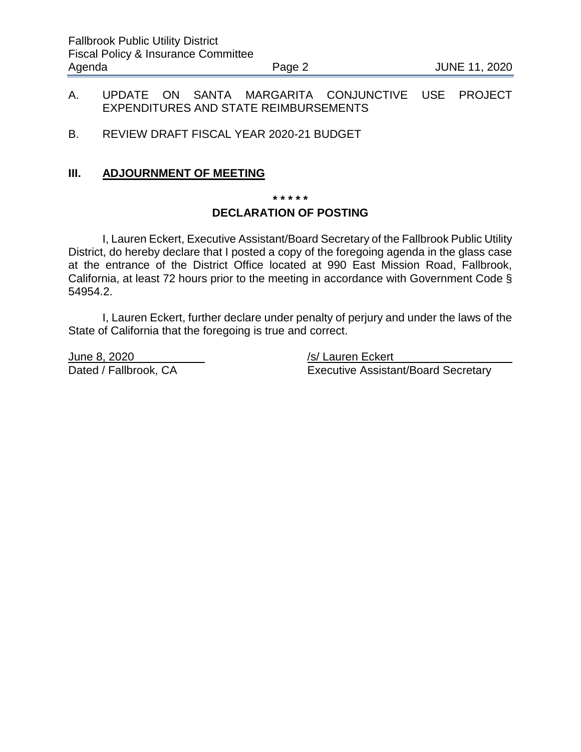A. UPDATE ON SANTA MARGARITA CONJUNCTIVE USE PROJECT EXPENDITURES AND STATE REIMBURSEMENTS

B. REVIEW DRAFT FISCAL YEAR 2020-21 BUDGET

## III. ADJOURNMENT OF MEETING

* * * * *

**DECLARATION OF POSTING**

I, Lauren Eckert, Executive Assistant/Board Secretary of the Fallbrook Public Utility District, do hereby declare that I posted a copy of the foregoing agenda in the glass case at the entrance of the District Office located at 990 East Mission Road, Fallbrook, California, at least 72 hours prior to the meeting in accordance with Government Code § 54954.2.

I, Lauren Eckert, further declare under penalty of perjury and under the laws of the State of California that the foregoing is true and correct.

| | |
|---|---|
| June 8, 2020 | /s/ Lauren Eckert |
| Dated / Fallbrook, CA | Executive Assistant/Board Secretary |